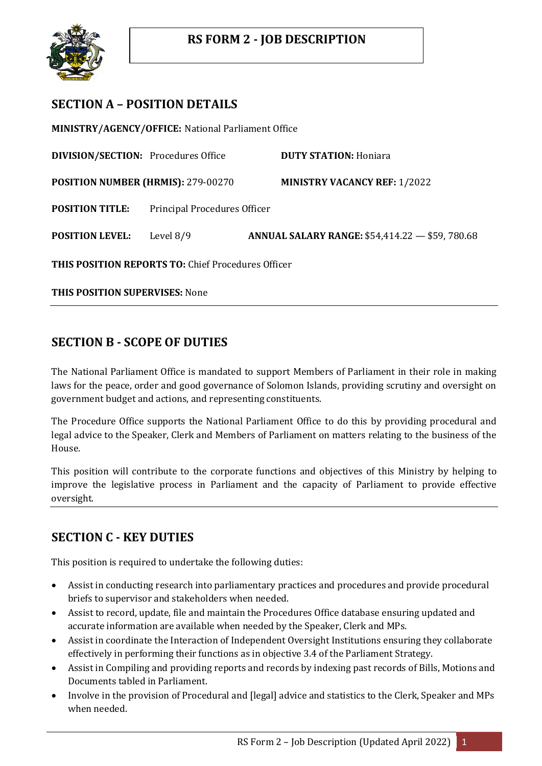# RS FORM 2 - JOB DESCRIPTION

## SECTION A – POSITION DETAILS

**MINISTRY/AGENCY/OFFICE:** National Parliament Office

**DIVISION/SECTION:** Procedures Office **DUTY STATION:** Honiara

**POSITION NUMBER (HRMIS):** 279-00270 **MINISTRY VACANCY REF:** 1/2022

**POSITION TITLE:** Principal Procedures Officer

**POSITION LEVEL:** Level 8/9 **ANNUAL SALARY RANGE:** $54,414.22 — $59, 780.68

**THIS POSITION REPORTS TO:** Chief Procedures Officer

**THIS POSITION SUPERVISES:** None

## SECTION B - SCOPE OF DUTIES

The National Parliament Office is mandated to support Members of Parliament in their role in making laws for the peace, order and good governance of Solomon Islands, providing scrutiny and oversight on government budget and actions, and representing constituents.

The Procedure Office supports the National Parliament Office to do this by providing procedural and legal advice to the Speaker, Clerk and Members of Parliament on matters relating to the business of the House.

This position will contribute to the corporate functions and objectives of this Ministry by helping to improve the legislative process in Parliament and the capacity of Parliament to provide effective oversight.

## SECTION C - KEY DUTIES

This position is required to undertake the following duties:

- Assist in conducting research into parliamentary practices and procedures and provide procedural briefs to supervisor and stakeholders when needed.
- Assist to record, update, file and maintain the Procedures Office database ensuring updated and accurate information are available when needed by the Speaker, Clerk and MPs.
- Assist in coordinate the Interaction of Independent Oversight Institutions ensuring they collaborate effectively in performing their functions as in objective 3.4 of the Parliament Strategy.
- Assist in Compiling and providing reports and records by indexing past records of Bills, Motions and Documents tabled in Parliament.
- Involve in the provision of Procedural and [legal] advice and statistics to the Clerk, Speaker and MPs when needed.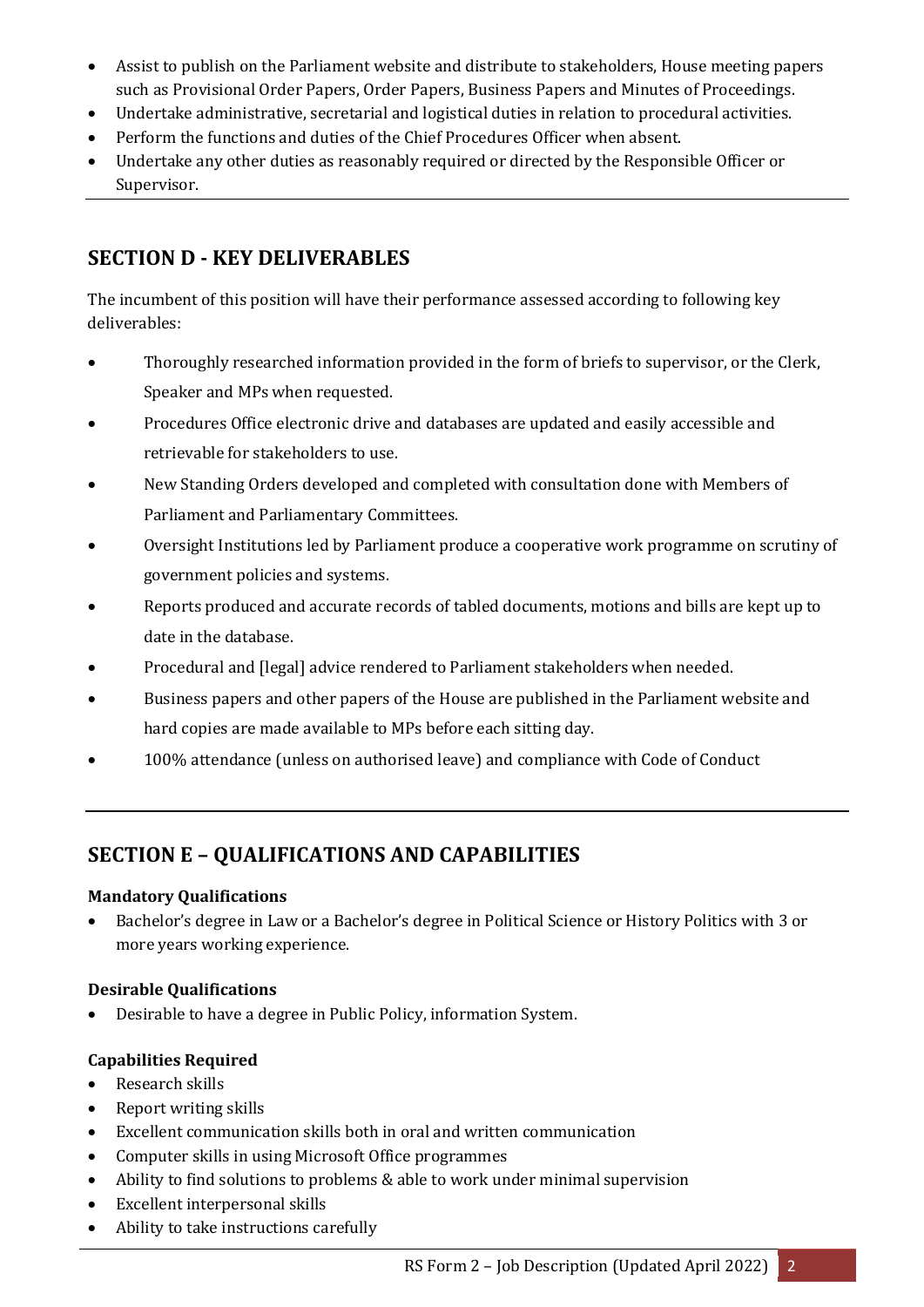- Assist to publish on the Parliament website and distribute to stakeholders, House meeting papers such as Provisional Order Papers, Order Papers, Business Papers and Minutes of Proceedings.
- Undertake administrative, secretarial and logistical duties in relation to procedural activities.
- Perform the functions and duties of the Chief Procedures Officer when absent.
- Undertake any other duties as reasonably required or directed by the Responsible Officer or Supervisor.

## SECTION D - KEY DELIVERABLES

The incumbent of this position will have their performance assessed according to following key deliverables:

- Thoroughly researched information provided in the form of briefs to supervisor, or the Clerk, Speaker and MPs when requested.
- Procedures Office electronic drive and databases are updated and easily accessible and retrievable for stakeholders to use.
- New Standing Orders developed and completed with consultation done with Members of Parliament and Parliamentary Committees.
- Oversight Institutions led by Parliament produce a cooperative work programme on scrutiny of government policies and systems.
- Reports produced and accurate records of tabled documents, motions and bills are kept up to date in the database.
- Procedural and [legal] advice rendered to Parliament stakeholders when needed.
- Business papers and other papers of the House are published in the Parliament website and hard copies are made available to MPs before each sitting day.
- 100% attendance (unless on authorised leave) and compliance with Code of Conduct

## SECTION E – QUALIFICATIONS AND CAPABILITIES

**Mandatory Qualifications**

- Bachelor's degree in Law or a Bachelor's degree in Political Science or History Politics with 3 or more years working experience.

**Desirable Qualifications**

- Desirable to have a degree in Public Policy, information System.

**Capabilities Required**

- Research skills
- Report writing skills
- Excellent communication skills both in oral and written communication
- Computer skills in using Microsoft Office programmes
- Ability to find solutions to problems & able to work under minimal supervision
- Excellent interpersonal skills
- Ability to take instructions carefully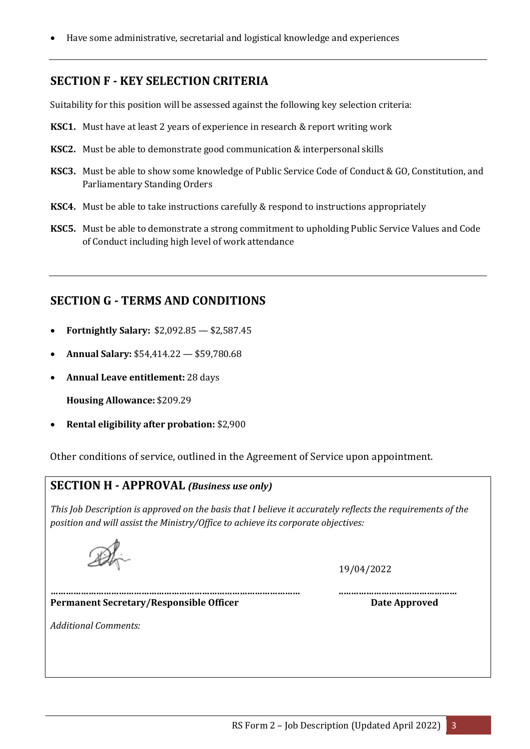- Have some administrative, secretarial and logistical knowledge and experiences

## SECTION F - KEY SELECTION CRITERIA

Suitability for this position will be assessed against the following key selection criteria:

**KSC1.** Must have at least 2 years of experience in research & report writing work

**KSC2.** Must be able to demonstrate good communication & interpersonal skills

**KSC3.** Must be able to show some knowledge of Public Service Code of Conduct & GO, Constitution, and Parliamentary Standing Orders

**KSC4.** Must be able to take instructions carefully & respond to instructions appropriately

**KSC5.** Must be able to demonstrate a strong commitment to upholding Public Service Values and Code of Conduct including high level of work attendance

## SECTION G - TERMS AND CONDITIONS

- **Fortnightly Salary:** $2,092.85 — $2,587.45
- **Annual Salary:** $54,414.22 — $59,780.68
- **Annual Leave entitlement:** 28 days

  **Housing Allowance:** $209.29
- **Rental eligibility after probation:** $2,900

Other conditions of service, outlined in the Agreement of Service upon appointment.

## SECTION H - APPROVAL *(Business use only)*

*This Job Description is approved on the basis that I believe it accurately reflects the requirements of the position and will assist the Ministry/Office to achieve its corporate objectives:*

19/04/2022

………………………………………………………………………………… ………………………………………

**Permanent Secretary/Responsible Officer** **Date Approved**

*Additional Comments:*